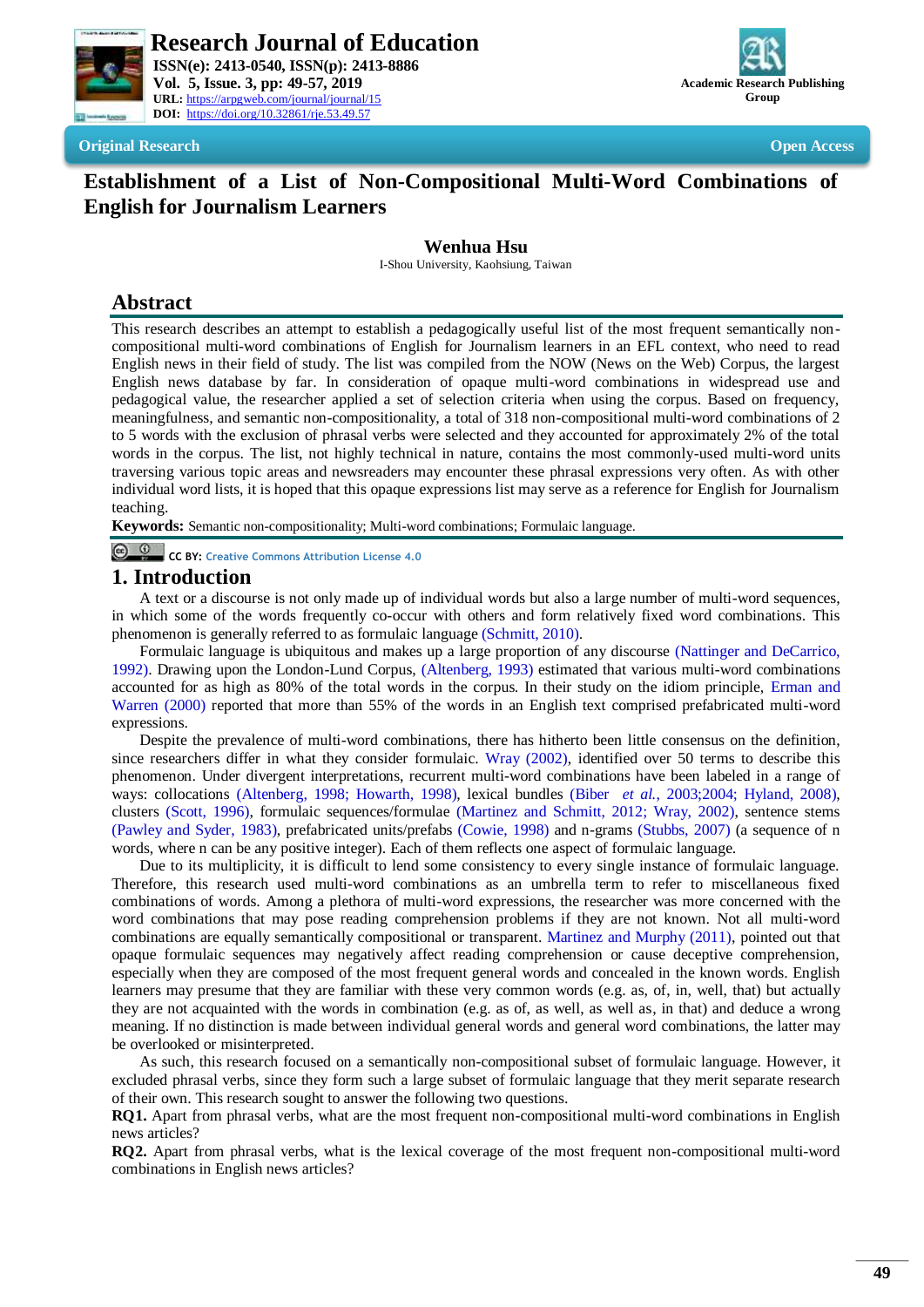Research Journal of Education

ISSN(e): 2413-0540, ISSN(p): 2413-8886

Vol. 5, Issue. 3, pp: 49-57, 2019

URL: https://arpgweb.com/journal/journal/15

DOI: https://doi.org/10.32861/rje.53.49.57

Academic Research Publishing Group

Original Research | Open Access

# Establishment of a List of Non-Compositional Multi-Word Combinations of English for Journalism Learners

**Wenhua Hsu**

I-Shou University, Kaohsiung, Taiwan

## Abstract

This research describes an attempt to establish a pedagogically useful list of the most frequent semantically non-compositional multi-word combinations of English for Journalism learners in an EFL context, who need to read English news in their field of study. The list was compiled from the NOW (News on the Web) Corpus, the largest English news database by far. In consideration of opaque multi-word combinations in widespread use and pedagogical value, the researcher applied a set of selection criteria when using the corpus. Based on frequency, meaningfulness, and semantic non-compositionality, a total of 318 non-compositional multi-word combinations of 2 to 5 words with the exclusion of phrasal verbs were selected and they accounted for approximately 2% of the total words in the corpus. The list, not highly technical in nature, contains the most commonly-used multi-word units traversing various topic areas and newsreaders may encounter these phrasal expressions very often. As with other individual word lists, it is hoped that this opaque expressions list may serve as a reference for English for Journalism teaching.

**Keywords:** Semantic non-compositionality; Multi-word combinations; Formulaic language.

CC BY: Creative Commons Attribution License 4.0

## 1. Introduction

A text or a discourse is not only made up of individual words but also a large number of multi-word sequences, in which some of the words frequently co-occur with others and form relatively fixed word combinations. This phenomenon is generally referred to as formulaic language (Schmitt, 2010).

Formulaic language is ubiquitous and makes up a large proportion of any discourse (Nattinger and DeCarrico, 1992). Drawing upon the London-Lund Corpus, (Altenberg, 1993) estimated that various multi-word combinations accounted for as high as 80% of the total words in the corpus. In their study on the idiom principle, Erman and Warren (2000) reported that more than 55% of the words in an English text comprised prefabricated multi-word expressions.

Despite the prevalence of multi-word combinations, there has hitherto been little consensus on the definition, since researchers differ in what they consider formulaic. Wray (2002), identified over 50 terms to describe this phenomenon. Under divergent interpretations, recurrent multi-word combinations have been labeled in a range of ways: collocations (Altenberg, 1998; Howarth, 1998), lexical bundles (Biber *et al.*, 2003;2004; Hyland, 2008), clusters (Scott, 1996), formulaic sequences/formulae (Martinez and Schmitt, 2012; Wray, 2002), sentence stems (Pawley and Syder, 1983), prefabricated units/prefabs (Cowie, 1998) and n-grams (Stubbs, 2007) (a sequence of n words, where n can be any positive integer). Each of them reflects one aspect of formulaic language.

Due to its multiplicity, it is difficult to lend some consistency to every single instance of formulaic language. Therefore, this research used multi-word combinations as an umbrella term to refer to miscellaneous fixed combinations of words. Among a plethora of multi-word expressions, the researcher was more concerned with the word combinations that may pose reading comprehension problems if they are not known. Not all multi-word combinations are equally semantically compositional or transparent. Martinez and Murphy (2011), pointed out that opaque formulaic sequences may negatively affect reading comprehension or cause deceptive comprehension, especially when they are composed of the most frequent general words and concealed in the known words. English learners may presume that they are familiar with these very common words (e.g. as, of, in, well, that) but actually they are not acquainted with the words in combination (e.g. as of, as well, as well as, in that) and deduce a wrong meaning. If no distinction is made between individual general words and general word combinations, the latter may be overlooked or misinterpreted.

As such, this research focused on a semantically non-compositional subset of formulaic language. However, it excluded phrasal verbs, since they form such a large subset of formulaic language that they merit separate research of their own. This research sought to answer the following two questions.

**RQ1.** Apart from phrasal verbs, what are the most frequent non-compositional multi-word combinations in English news articles?

**RQ2.** Apart from phrasal verbs, what is the lexical coverage of the most frequent non-compositional multi-word combinations in English news articles?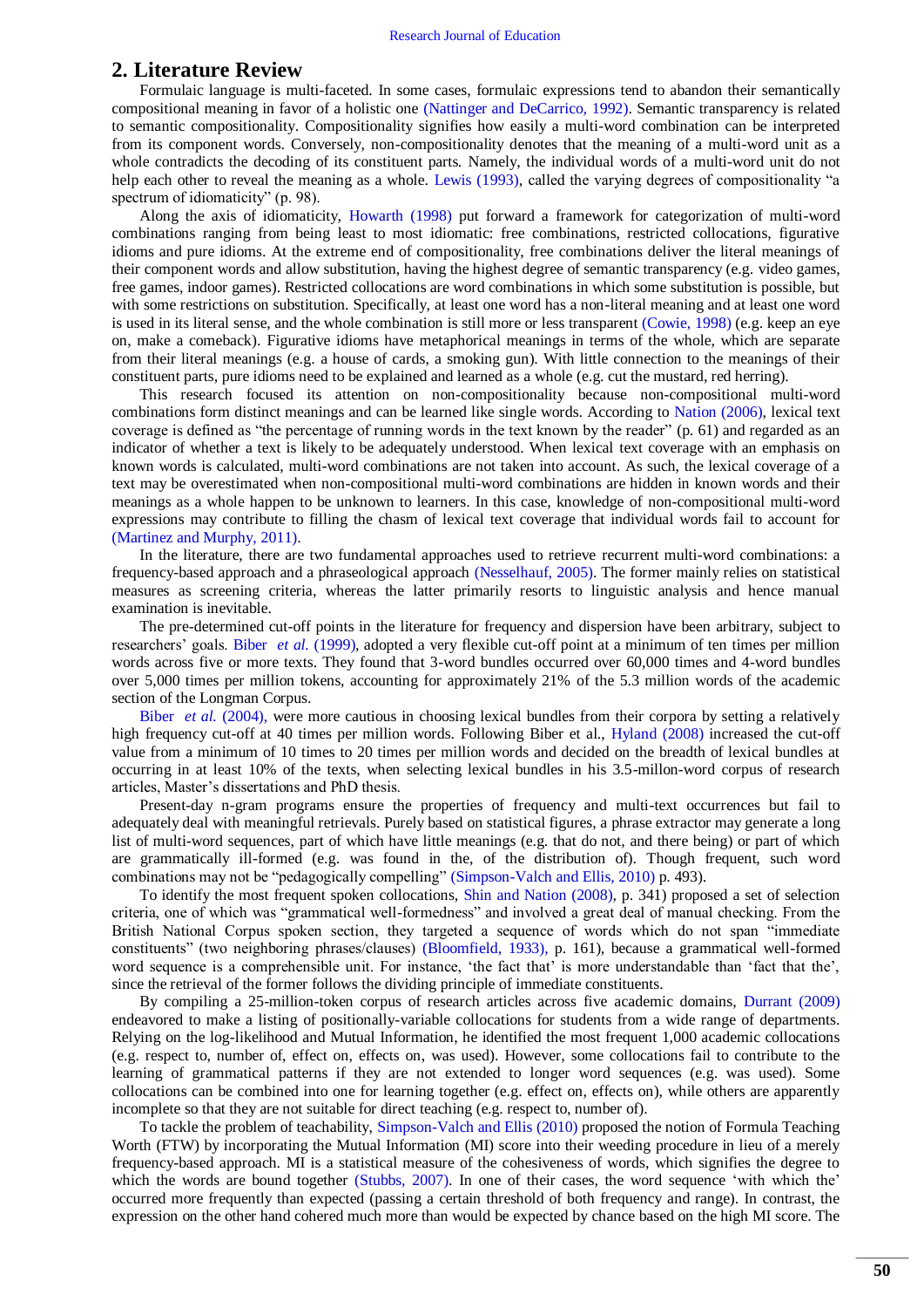## 2. Literature Review

Formulaic language is multi-faceted. In some cases, formulaic expressions tend to abandon their semantically compositional meaning in favor of a holistic one (Nattinger and DeCarrico, 1992). Semantic transparency is related to semantic compositionality. Compositionality signifies how easily a multi-word combination can be interpreted from its component words. Conversely, non-compositionality denotes that the meaning of a multi-word unit as a whole contradicts the decoding of its constituent parts. Namely, the individual words of a multi-word unit do not help each other to reveal the meaning as a whole. Lewis (1993), called the varying degrees of compositionality "a spectrum of idiomaticity" (p. 98).

Along the axis of idiomaticity, Howarth (1998) put forward a framework for categorization of multi-word combinations ranging from being least to most idiomatic: free combinations, restricted collocations, figurative idioms and pure idioms. At the extreme end of compositionality, free combinations deliver the literal meanings of their component words and allow substitution, having the highest degree of semantic transparency (e.g. video games, free games, indoor games). Restricted collocations are word combinations in which some substitution is possible, but with some restrictions on substitution. Specifically, at least one word has a non-literal meaning and at least one word is used in its literal sense, and the whole combination is still more or less transparent (Cowie, 1998) (e.g. keep an eye on, make a comeback). Figurative idioms have metaphorical meanings in terms of the whole, which are separate from their literal meanings (e.g. a house of cards, a smoking gun). With little connection to the meanings of their constituent parts, pure idioms need to be explained and learned as a whole (e.g. cut the mustard, red herring).

This research focused its attention on non-compositionality because non-compositional multi-word combinations form distinct meanings and can be learned like single words. According to Nation (2006), lexical text coverage is defined as "the percentage of running words in the text known by the reader" (p. 61) and regarded as an indicator of whether a text is likely to be adequately understood. When lexical text coverage with an emphasis on known words is calculated, multi-word combinations are not taken into account. As such, the lexical coverage of a text may be overestimated when non-compositional multi-word combinations are hidden in known words and their meanings as a whole happen to be unknown to learners. In this case, knowledge of non-compositional multi-word expressions may contribute to filling the chasm of lexical text coverage that individual words fail to account for (Martinez and Murphy, 2011).

In the literature, there are two fundamental approaches used to retrieve recurrent multi-word combinations: a frequency-based approach and a phraseological approach (Nesselhauf, 2005). The former mainly relies on statistical measures as screening criteria, whereas the latter primarily resorts to linguistic analysis and hence manual examination is inevitable.

The pre-determined cut-off points in the literature for frequency and dispersion have been arbitrary, subject to researchers' goals. Biber *et al.* (1999), adopted a very flexible cut-off point at a minimum of ten times per million words across five or more texts. They found that 3-word bundles occurred over 60,000 times and 4-word bundles over 5,000 times per million tokens, accounting for approximately 21% of the 5.3 million words of the academic section of the Longman Corpus.

Biber *et al.* (2004), were more cautious in choosing lexical bundles from their corpora by setting a relatively high frequency cut-off at 40 times per million words. Following Biber et al., Hyland (2008) increased the cut-off value from a minimum of 10 times to 20 times per million words and decided on the breadth of lexical bundles at occurring in at least 10% of the texts, when selecting lexical bundles in his 3.5-millon-word corpus of research articles, Master's dissertations and PhD thesis.

Present-day n-gram programs ensure the properties of frequency and multi-text occurrences but fail to adequately deal with meaningful retrievals. Purely based on statistical figures, a phrase extractor may generate a long list of multi-word sequences, part of which have little meanings (e.g. that do not, and there being) or part of which are grammatically ill-formed (e.g. was found in the, of the distribution of). Though frequent, such word combinations may not be "pedagogically compelling" (Simpson-Valch and Ellis, 2010) p. 493).

To identify the most frequent spoken collocations, Shin and Nation (2008), p. 341) proposed a set of selection criteria, one of which was "grammatical well-formedness" and involved a great deal of manual checking. From the British National Corpus spoken section, they targeted a sequence of words which do not span "immediate constituents" (two neighboring phrases/clauses) (Bloomfield, 1933), p. 161), because a grammatical well-formed word sequence is a comprehensible unit. For instance, 'the fact that' is more understandable than 'fact that the', since the retrieval of the former follows the dividing principle of immediate constituents.

By compiling a 25-million-token corpus of research articles across five academic domains, Durrant (2009) endeavored to make a listing of positionally-variable collocations for students from a wide range of departments. Relying on the log-likelihood and Mutual Information, he identified the most frequent 1,000 academic collocations (e.g. respect to, number of, effect on, effects on, was used). However, some collocations fail to contribute to the learning of grammatical patterns if they are not extended to longer word sequences (e.g. was used). Some collocations can be combined into one for learning together (e.g. effect on, effects on), while others are apparently incomplete so that they are not suitable for direct teaching (e.g. respect to, number of).

To tackle the problem of teachability, Simpson-Valch and Ellis (2010) proposed the notion of Formula Teaching Worth (FTW) by incorporating the Mutual Information (MI) score into their weeding procedure in lieu of a merely frequency-based approach. MI is a statistical measure of the cohesiveness of words, which signifies the degree to which the words are bound together (Stubbs, 2007). In one of their cases, the word sequence 'with which the' occurred more frequently than expected (passing a certain threshold of both frequency and range). In contrast, the expression on the other hand cohered much more than would be expected by chance based on the high MI score. The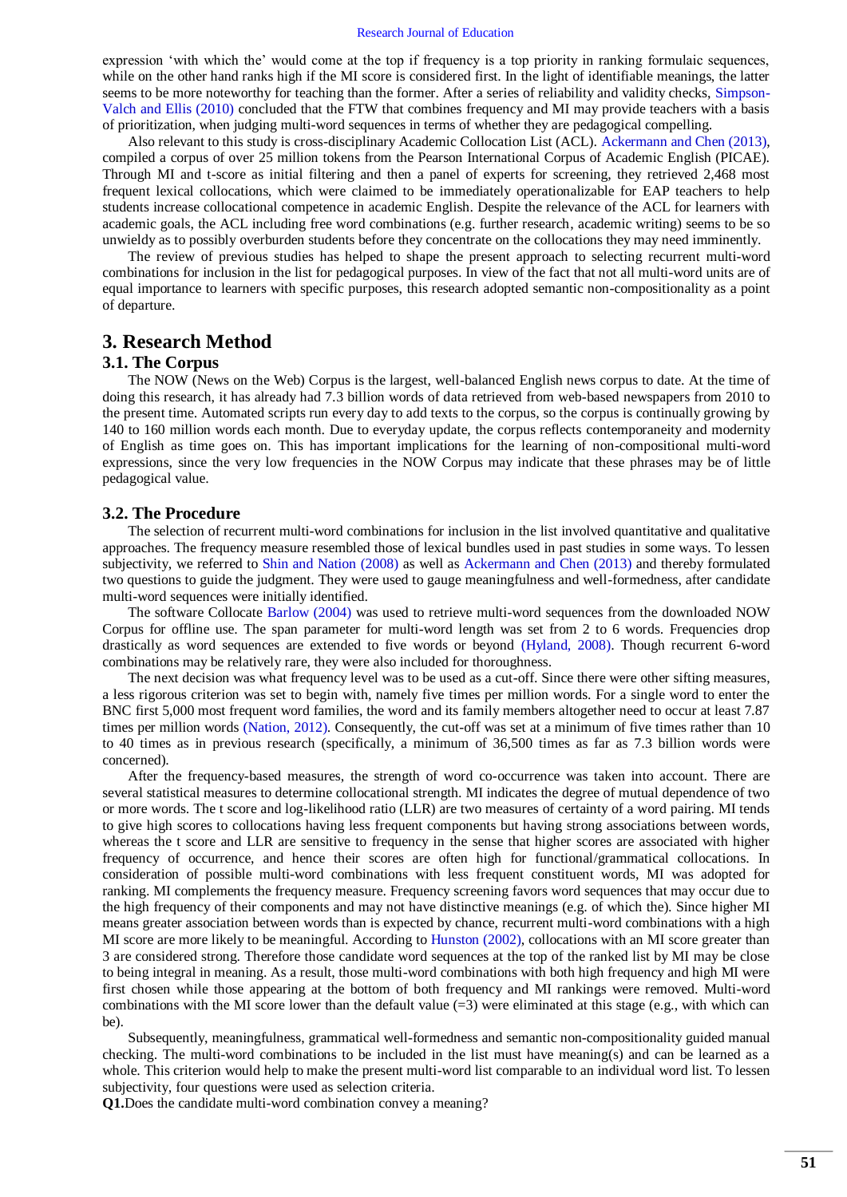expression 'with which the' would come at the top if frequency is a top priority in ranking formulaic sequences, while on the other hand ranks high if the MI score is considered first. In the light of identifiable meanings, the latter seems to be more noteworthy for teaching than the former. After a series of reliability and validity checks, Simpson-Valch and Ellis (2010) concluded that the FTW that combines frequency and MI may provide teachers with a basis of prioritization, when judging multi-word sequences in terms of whether they are pedagogical compelling.

Also relevant to this study is cross-disciplinary Academic Collocation List (ACL). Ackermann and Chen (2013), compiled a corpus of over 25 million tokens from the Pearson International Corpus of Academic English (PICAE). Through MI and t-score as initial filtering and then a panel of experts for screening, they retrieved 2,468 most frequent lexical collocations, which were claimed to be immediately operationalizable for EAP teachers to help students increase collocational competence in academic English. Despite the relevance of the ACL for learners with academic goals, the ACL including free word combinations (e.g. further research, academic writing) seems to be so unwieldy as to possibly overburden students before they concentrate on the collocations they may need imminently.

The review of previous studies has helped to shape the present approach to selecting recurrent multi-word combinations for inclusion in the list for pedagogical purposes. In view of the fact that not all multi-word units are of equal importance to learners with specific purposes, this research adopted semantic non-compositionality as a point of departure.

# 3. Research Method

## 3.1. The Corpus

The NOW (News on the Web) Corpus is the largest, well-balanced English news corpus to date. At the time of doing this research, it has already had 7.3 billion words of data retrieved from web-based newspapers from 2010 to the present time. Automated scripts run every day to add texts to the corpus, so the corpus is continually growing by 140 to 160 million words each month. Due to everyday update, the corpus reflects contemporaneity and modernity of English as time goes on. This has important implications for the learning of non-compositional multi-word expressions, since the very low frequencies in the NOW Corpus may indicate that these phrases may be of little pedagogical value.

## 3.2. The Procedure

The selection of recurrent multi-word combinations for inclusion in the list involved quantitative and qualitative approaches. The frequency measure resembled those of lexical bundles used in past studies in some ways. To lessen subjectivity, we referred to Shin and Nation (2008) as well as Ackermann and Chen (2013) and thereby formulated two questions to guide the judgment. They were used to gauge meaningfulness and well-formedness, after candidate multi-word sequences were initially identified.

The software Collocate Barlow (2004) was used to retrieve multi-word sequences from the downloaded NOW Corpus for offline use. The span parameter for multi-word length was set from 2 to 6 words. Frequencies drop drastically as word sequences are extended to five words or beyond (Hyland, 2008). Though recurrent 6-word combinations may be relatively rare, they were also included for thoroughness.

The next decision was what frequency level was to be used as a cut-off. Since there were other sifting measures, a less rigorous criterion was set to begin with, namely five times per million words. For a single word to enter the BNC first 5,000 most frequent word families, the word and its family members altogether need to occur at least 7.87 times per million words (Nation, 2012). Consequently, the cut-off was set at a minimum of five times rather than 10 to 40 times as in previous research (specifically, a minimum of 36,500 times as far as 7.3 billion words were concerned).

After the frequency-based measures, the strength of word co-occurrence was taken into account. There are several statistical measures to determine collocational strength. MI indicates the degree of mutual dependence of two or more words. The t score and log-likelihood ratio (LLR) are two measures of certainty of a word pairing. MI tends to give high scores to collocations having less frequent components but having strong associations between words, whereas the t score and LLR are sensitive to frequency in the sense that higher scores are associated with higher frequency of occurrence, and hence their scores are often high for functional/grammatical collocations. In consideration of possible multi-word combinations with less frequent constituent words, MI was adopted for ranking. MI complements the frequency measure. Frequency screening favors word sequences that may occur due to the high frequency of their components and may not have distinctive meanings (e.g. of which the). Since higher MI means greater association between words than is expected by chance, recurrent multi-word combinations with a high MI score are more likely to be meaningful. According to Hunston (2002), collocations with an MI score greater than 3 are considered strong. Therefore those candidate word sequences at the top of the ranked list by MI may be close to being integral in meaning. As a result, those multi-word combinations with both high frequency and high MI were first chosen while those appearing at the bottom of both frequency and MI rankings were removed. Multi-word combinations with the MI score lower than the default value (=3) were eliminated at this stage (e.g., with which can be).

Subsequently, meaningfulness, grammatical well-formedness and semantic non-compositionality guided manual checking. The multi-word combinations to be included in the list must have meaning(s) and can be learned as a whole. This criterion would help to make the present multi-word list comparable to an individual word list. To lessen subjectivity, four questions were used as selection criteria.

**Q1.** Does the candidate multi-word combination convey a meaning?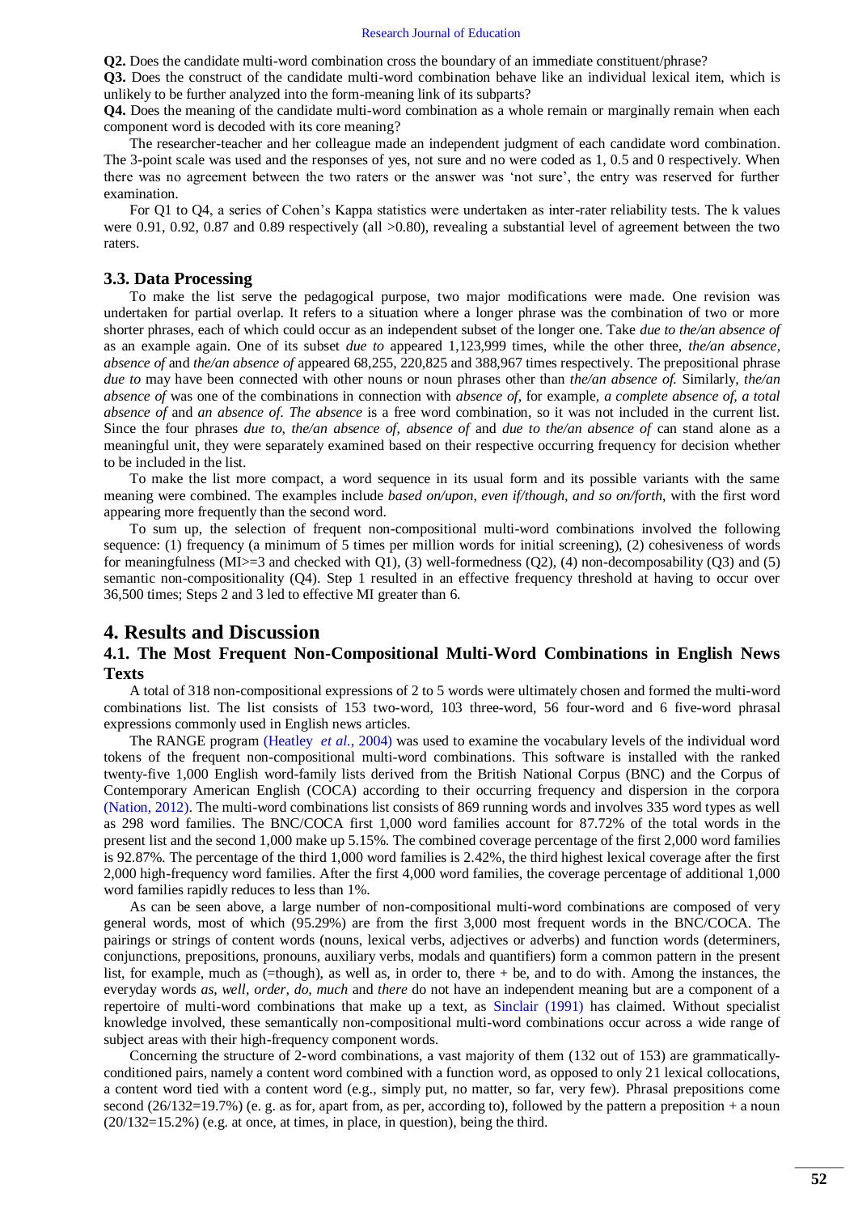**Q2.** Does the candidate multi-word combination cross the boundary of an immediate constituent/phrase?

**Q3.** Does the construct of the candidate multi-word combination behave like an individual lexical item, which is unlikely to be further analyzed into the form-meaning link of its subparts?

**Q4.** Does the meaning of the candidate multi-word combination as a whole remain or marginally remain when each component word is decoded with its core meaning?

The researcher-teacher and her colleague made an independent judgment of each candidate word combination. The 3-point scale was used and the responses of yes, not sure and no were coded as 1, 0.5 and 0 respectively. When there was no agreement between the two raters or the answer was 'not sure', the entry was reserved for further examination.

For Q1 to Q4, a series of Cohen's Kappa statistics were undertaken as inter-rater reliability tests. The k values were 0.91, 0.92, 0.87 and 0.89 respectively (all >0.80), revealing a substantial level of agreement between the two raters.

### 3.3. Data Processing

To make the list serve the pedagogical purpose, two major modifications were made. One revision was undertaken for partial overlap. It refers to a situation where a longer phrase was the combination of two or more shorter phrases, each of which could occur as an independent subset of the longer one. Take *due to the/an absence of* as an example again. One of its subset *due to* appeared 1,123,999 times, while the other three, *the/an absence, absence of* and *the/an absence of* appeared 68,255, 220,825 and 388,967 times respectively. The prepositional phrase *due to* may have been connected with other nouns or noun phrases other than *the/an absence of.* Similarly, *the/an absence of* was one of the combinations in connection with *absence of*, for example, *a complete absence of, a total absence of* and *an absence of*. *The absence* is a free word combination, so it was not included in the current list. Since the four phrases *due to, the/an absence of, absence of* and *due to the/an absence of* can stand alone as a meaningful unit, they were separately examined based on their respective occurring frequency for decision whether to be included in the list.

To make the list more compact, a word sequence in its usual form and its possible variants with the same meaning were combined. The examples include *based on/upon, even if/though, and so on/forth*, with the first word appearing more frequently than the second word.

To sum up, the selection of frequent non-compositional multi-word combinations involved the following sequence: (1) frequency (a minimum of 5 times per million words for initial screening), (2) cohesiveness of words for meaningfulness (MI>=3 and checked with Q1), (3) well-formedness (Q2), (4) non-decomposability (Q3) and (5) semantic non-compositionality (Q4). Step 1 resulted in an effective frequency threshold at having to occur over 36,500 times; Steps 2 and 3 led to effective MI greater than 6.

## 4. Results and Discussion

### 4.1. The Most Frequent Non-Compositional Multi-Word Combinations in English News Texts

A total of 318 non-compositional expressions of 2 to 5 words were ultimately chosen and formed the multi-word combinations list. The list consists of 153 two-word, 103 three-word, 56 four-word and 6 five-word phrasal expressions commonly used in English news articles.

The RANGE program (Heatley *et al.*, 2004) was used to examine the vocabulary levels of the individual word tokens of the frequent non-compositional multi-word combinations. This software is installed with the ranked twenty-five 1,000 English word-family lists derived from the British National Corpus (BNC) and the Corpus of Contemporary American English (COCA) according to their occurring frequency and dispersion in the corpora (Nation, 2012). The multi-word combinations list consists of 869 running words and involves 335 word types as well as 298 word families. The BNC/COCA first 1,000 word families account for 87.72% of the total words in the present list and the second 1,000 make up 5.15%. The combined coverage percentage of the first 2,000 word families is 92.87%. The percentage of the third 1,000 word families is 2.42%, the third highest lexical coverage after the first 2,000 high-frequency word families. After the first 4,000 word families, the coverage percentage of additional 1,000 word families rapidly reduces to less than 1%.

As can be seen above, a large number of non-compositional multi-word combinations are composed of very general words, most of which (95.29%) are from the first 3,000 most frequent words in the BNC/COCA. The pairings or strings of content words (nouns, lexical verbs, adjectives or adverbs) and function words (determiners, conjunctions, prepositions, pronouns, auxiliary verbs, modals and quantifiers) form a common pattern in the present list, for example, much as (=though), as well as, in order to, there + be, and to do with. Among the instances, the everyday words *as, well, order, do, much* and *there* do not have an independent meaning but are a component of a repertoire of multi-word combinations that make up a text, as Sinclair (1991) has claimed. Without specialist knowledge involved, these semantically non-compositional multi-word combinations occur across a wide range of subject areas with their high-frequency component words.

Concerning the structure of 2-word combinations, a vast majority of them (132 out of 153) are grammatically-conditioned pairs, namely a content word combined with a function word, as opposed to only 21 lexical collocations, a content word tied with a content word (e.g., simply put, no matter, so far, very few). Phrasal prepositions come second (26/132=19.7%) (e. g. as for, apart from, as per, according to), followed by the pattern a preposition + a noun (20/132=15.2%) (e.g. at once, at times, in place, in question), being the third.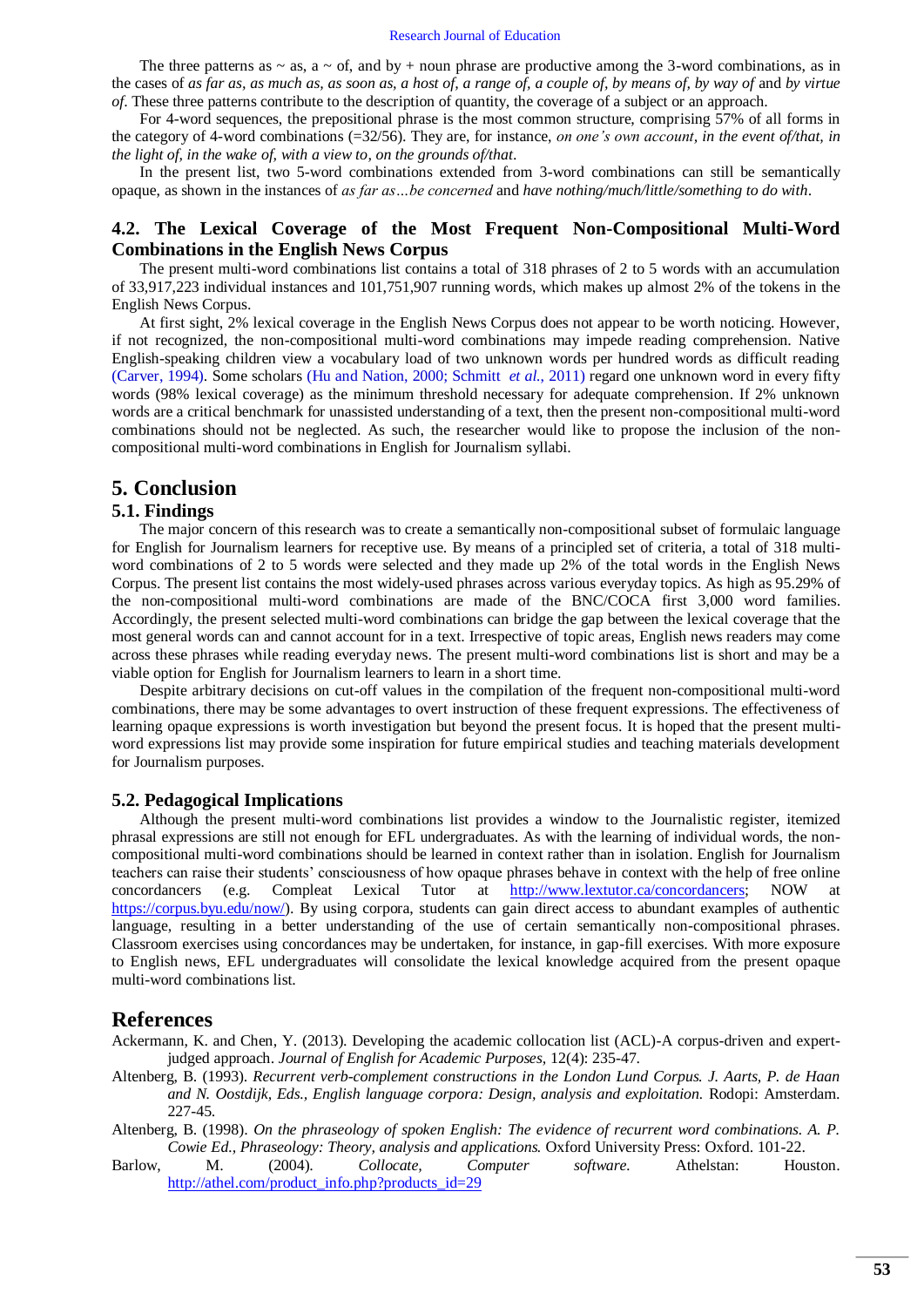The three patterns as ~ as, a ~ of, and by + noun phrase are productive among the 3-word combinations, as in the cases of *as far as, as much as, as soon as, a host of, a range of, a couple of, by means of, by way of* and *by virtue of*. These three patterns contribute to the description of quantity, the coverage of a subject or an approach.

For 4-word sequences, the prepositional phrase is the most common structure, comprising 57% of all forms in the category of 4-word combinations (=32/56). They are, for instance, *on one's own account, in the event of/that, in the light of, in the wake of, with a view to, on the grounds of/that*.

In the present list, two 5-word combinations extended from 3-word combinations can still be semantically opaque, as shown in the instances of *as far as…be concerned* and *have nothing/much/little/something to do with*.

## 4.2. The Lexical Coverage of the Most Frequent Non-Compositional Multi-Word Combinations in the English News Corpus

The present multi-word combinations list contains a total of 318 phrases of 2 to 5 words with an accumulation of 33,917,223 individual instances and 101,751,907 running words, which makes up almost 2% of the tokens in the English News Corpus.

At first sight, 2% lexical coverage in the English News Corpus does not appear to be worth noticing. However, if not recognized, the non-compositional multi-word combinations may impede reading comprehension. Native English-speaking children view a vocabulary load of two unknown words per hundred words as difficult reading (Carver, 1994). Some scholars (Hu and Nation, 2000; Schmitt *et al.*, 2011) regard one unknown word in every fifty words (98% lexical coverage) as the minimum threshold necessary for adequate comprehension. If 2% unknown words are a critical benchmark for unassisted understanding of a text, then the present non-compositional multi-word combinations should not be neglected. As such, the researcher would like to propose the inclusion of the non-compositional multi-word combinations in English for Journalism syllabi.

# 5. Conclusion

## 5.1. Findings

The major concern of this research was to create a semantically non-compositional subset of formulaic language for English for Journalism learners for receptive use. By means of a principled set of criteria, a total of 318 multi-word combinations of 2 to 5 words were selected and they made up 2% of the total words in the English News Corpus. The present list contains the most widely-used phrases across various everyday topics. As high as 95.29% of the non-compositional multi-word combinations are made of the BNC/COCA first 3,000 word families. Accordingly, the present selected multi-word combinations can bridge the gap between the lexical coverage that the most general words can and cannot account for in a text. Irrespective of topic areas, English news readers may come across these phrases while reading everyday news. The present multi-word combinations list is short and may be a viable option for English for Journalism learners to learn in a short time.

Despite arbitrary decisions on cut-off values in the compilation of the frequent non-compositional multi-word combinations, there may be some advantages to overt instruction of these frequent expressions. The effectiveness of learning opaque expressions is worth investigation but beyond the present focus. It is hoped that the present multi-word expressions list may provide some inspiration for future empirical studies and teaching materials development for Journalism purposes.

## 5.2. Pedagogical Implications

Although the present multi-word combinations list provides a window to the Journalistic register, itemized phrasal expressions are still not enough for EFL undergraduates. As with the learning of individual words, the non-compositional multi-word combinations should be learned in context rather than in isolation. English for Journalism teachers can raise their students' consciousness of how opaque phrases behave in context with the help of free online concordancers (e.g. Compleat Lexical Tutor at http://www.lextutor.ca/concordancers; NOW at https://corpus.byu.edu/now/). By using corpora, students can gain direct access to abundant examples of authentic language, resulting in a better understanding of the use of certain semantically non-compositional phrases. Classroom exercises using concordances may be undertaken, for instance, in gap-fill exercises. With more exposure to English news, EFL undergraduates will consolidate the lexical knowledge acquired from the present opaque multi-word combinations list.

# References

Ackermann, K. and Chen, Y. (2013). Developing the academic collocation list (ACL)-A corpus-driven and expert-judged approach. *Journal of English for Academic Purposes,* 12(4): 235-47.

Altenberg, B. (1993). *Recurrent verb-complement constructions in the London Lund Corpus. J. Aarts, P. de Haan and N. Oostdijk, Eds., English language corpora: Design, analysis and exploitation.* Rodopi: Amsterdam. 227-45.

Altenberg, B. (1998). *On the phraseology of spoken English: The evidence of recurrent word combinations. A. P. Cowie Ed., Phraseology: Theory, analysis and applications.* Oxford University Press: Oxford. 101-22.

Barlow, M. (2004). *Collocate, Computer software.* Athelstan: Houston. http://athel.com/product_info.php?products_id=29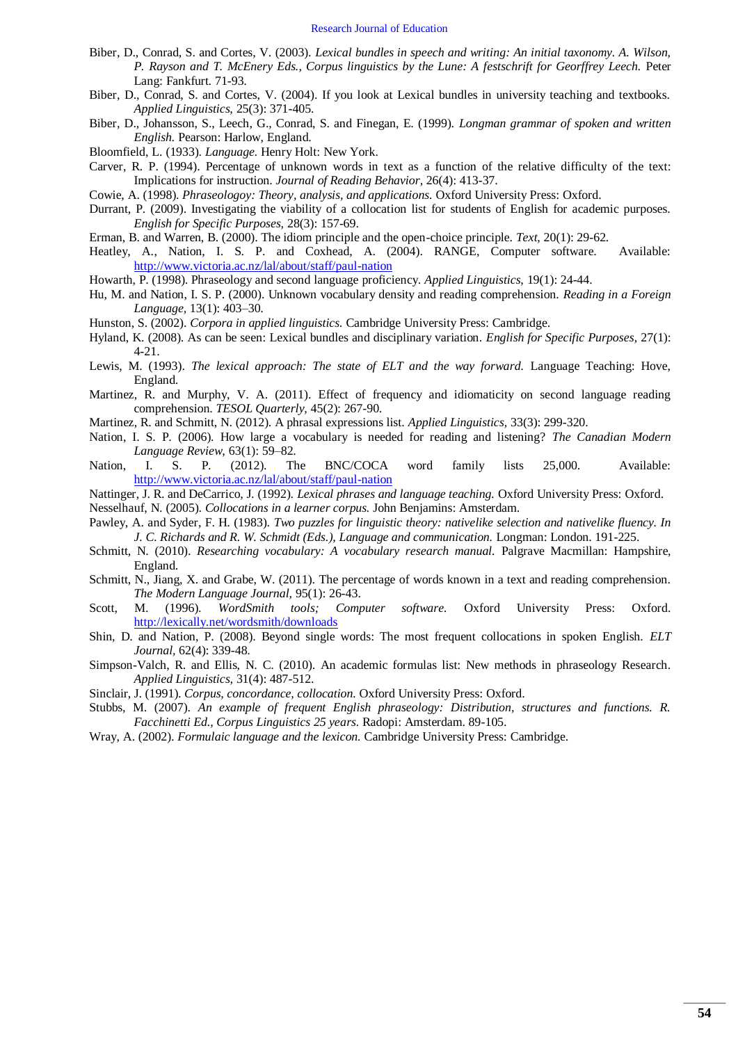Biber, D., Conrad, S. and Cortes, V. (2003). *Lexical bundles in speech and writing: An initial taxonomy. A. Wilson, P. Rayson and T. McEnery Eds., Corpus linguistics by the Lune: A festschrift for Georfffrey Leech.* Peter Lang: Fankfurt. 71-93.

Biber, D., Conrad, S. and Cortes, V. (2004). If you look at Lexical bundles in university teaching and textbooks. *Applied Linguistics,* 25(3): 371-405.

Biber, D., Johansson, S., Leech, G., Conrad, S. and Finegan, E. (1999). *Longman grammar of spoken and written English.* Pearson: Harlow, England.

Bloomfield, L. (1933). *Language.* Henry Holt: New York.

Carver, R. P. (1994). Percentage of unknown words in text as a function of the relative difficulty of the text: Implications for instruction. *Journal of Reading Behavior,* 26(4): 413-37.

Cowie, A. (1998). *Phraseologoy: Theory, analysis, and applications.* Oxford University Press: Oxford.

Durrant, P. (2009). Investigating the viability of a collocation list for students of English for academic purposes. *English for Specific Purposes,* 28(3): 157-69.

Erman, B. and Warren, B. (2000). The idiom principle and the open-choice principle. *Text,* 20(1): 29-62.

Heatley, A., Nation, I. S. P. and Coxhead, A. (2004). RANGE, Computer software. Available: http://www.victoria.ac.nz/lal/about/staff/paul-nation

Howarth, P. (1998). Phraseology and second language proficiency. *Applied Linguistics,* 19(1): 24-44.

Hu, M. and Nation, I. S. P. (2000). Unknown vocabulary density and reading comprehension. *Reading in a Foreign Language,* 13(1): 403–30.

Hunston, S. (2002). *Corpora in applied linguistics.* Cambridge University Press: Cambridge.

Hyland, K. (2008). As can be seen: Lexical bundles and disciplinary variation. *English for Specific Purposes,* 27(1): 4-21.

Lewis, M. (1993). *The lexical approach: The state of ELT and the way forward.* Language Teaching: Hove, England.

Martinez, R. and Murphy, V. A. (2011). Effect of frequency and idiomaticity on second language reading comprehension. *TESOL Quarterly,* 45(2): 267-90.

Martinez, R. and Schmitt, N. (2012). A phrasal expressions list. *Applied Linguistics,* 33(3): 299-320.

Nation, I. S. P. (2006). How large a vocabulary is needed for reading and listening? *The Canadian Modern Language Review,* 63(1): 59–82.

Nation, I. S. P. (2012). The BNC/COCA word family lists 25,000. Available: http://www.victoria.ac.nz/lal/about/staff/paul-nation

Nattinger, J. R. and DeCarrico, J. (1992). *Lexical phrases and language teaching.* Oxford University Press: Oxford.

Nesselhauf, N. (2005). *Collocations in a learner corpus.* John Benjamins: Amsterdam.

Pawley, A. and Syder, F. H. (1983). *Two puzzles for linguistic theory: nativelike selection and nativelike fluency. In J. C. Richards and R. W. Schmidt (Eds.), Language and communication.* Longman: London. 191-225.

Schmitt, N. (2010). *Researching vocabulary: A vocabulary research manual.* Palgrave Macmillan: Hampshire, England.

Schmitt, N., Jiang, X. and Grabe, W. (2011). The percentage of words known in a text and reading comprehension. *The Modern Language Journal,* 95(1): 26-43.

Scott, M. (1996). *WordSmith tools; Computer software.* Oxford University Press: Oxford. http://lexically.net/wordsmith/downloads

Shin, D. and Nation, P. (2008). Beyond single words: The most frequent collocations in spoken English. *ELT Journal,* 62(4): 339-48.

Simpson-Valch, R. and Ellis, N. C. (2010). An academic formulas list: New methods in phraseology Research. *Applied Linguistics,* 31(4): 487-512.

Sinclair, J. (1991). *Corpus, concordance, collocation.* Oxford University Press: Oxford.

Stubbs, M. (2007). *An example of frequent English phraseology: Distribution, structures and functions. R. Facchinetti Ed., Corpus Linguistics 25 years.* Radopi: Amsterdam. 89-105.

Wray, A. (2002). *Formulaic language and the lexicon.* Cambridge University Press: Cambridge.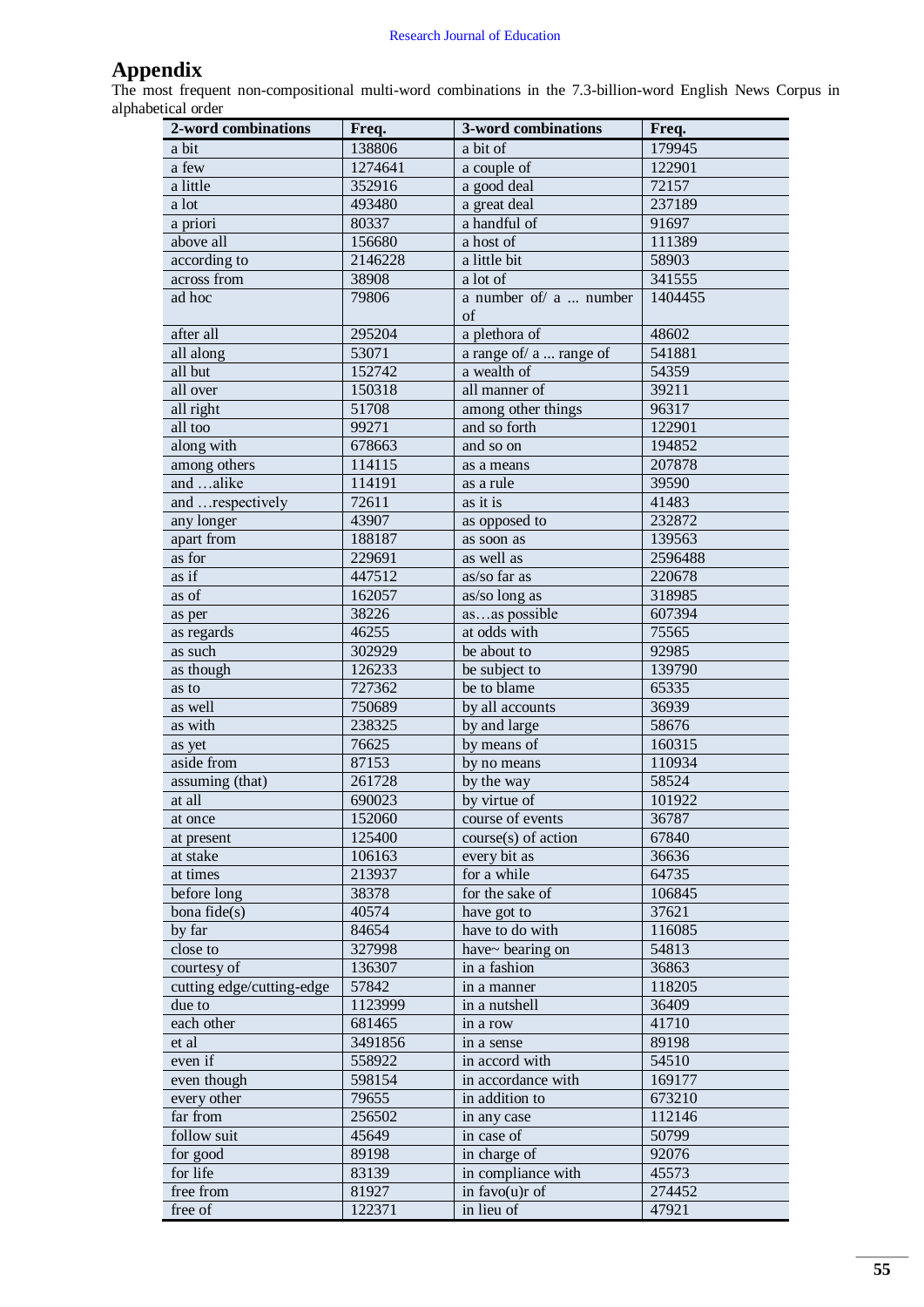# Appendix

The most frequent non-compositional multi-word combinations in the 7.3-billion-word English News Corpus in alphabetical order

| 2-word combinations | Freq. | 3-word combinations | Freq. |
|---|---|---|---|
| a bit | 138806 | a bit of | 179945 |
| a few | 1274641 | a couple of | 122901 |
| a little | 352916 | a good deal | 72157 |
| a lot | 493480 | a great deal | 237189 |
| a priori | 80337 | a handful of | 91697 |
| above all | 156680 | a host of | 111389 |
| according to | 2146228 | a little bit | 58903 |
| across from | 38908 | a lot of | 341555 |
| ad hoc | 79806 | a number of/ a ... number of | 1404455 |
| after all | 295204 | a plethora of | 48602 |
| all along | 53071 | a range of/ a ... range of | 541881 |
| all but | 152742 | a wealth of | 54359 |
| all over | 150318 | all manner of | 39211 |
| all right | 51708 | among other things | 96317 |
| all too | 99271 | and so forth | 122901 |
| along with | 678663 | and so on | 194852 |
| among others | 114115 | as a means | 207878 |
| and …alike | 114191 | as a rule | 39590 |
| and …respectively | 72611 | as it is | 41483 |
| any longer | 43907 | as opposed to | 232872 |
| apart from | 188187 | as soon as | 139563 |
| as for | 229691 | as well as | 2596488 |
| as if | 447512 | as/so far as | 220678 |
| as of | 162057 | as/so long as | 318985 |
| as per | 38226 | as…as possible | 607394 |
| as regards | 46255 | at odds with | 75565 |
| as such | 302929 | be about to | 92985 |
| as though | 126233 | be subject to | 139790 |
| as to | 727362 | be to blame | 65335 |
| as well | 750689 | by all accounts | 36939 |
| as with | 238325 | by and large | 58676 |
| as yet | 76625 | by means of | 160315 |
| aside from | 87153 | by no means | 110934 |
| assuming (that) | 261728 | by the way | 58524 |
| at all | 690023 | by virtue of | 101922 |
| at once | 152060 | course of events | 36787 |
| at present | 125400 | course(s) of action | 67840 |
| at stake | 106163 | every bit as | 36636 |
| at times | 213937 | for a while | 64735 |
| before long | 38378 | for the sake of | 106845 |
| bona fide(s) | 40574 | have got to | 37621 |
| by far | 84654 | have to do with | 116085 |
| close to | 327998 | have~ bearing on | 54813 |
| courtesy of | 136307 | in a fashion | 36863 |
| cutting edge/cutting-edge | 57842 | in a manner | 118205 |
| due to | 1123999 | in a nutshell | 36409 |
| each other | 681465 | in a row | 41710 |
| et al | 3491856 | in a sense | 89198 |
| even if | 558922 | in accord with | 54510 |
| even though | 598154 | in accordance with | 169177 |
| every other | 79655 | in addition to | 673210 |
| far from | 256502 | in any case | 112146 |
| follow suit | 45649 | in case of | 50799 |
| for good | 89198 | in charge of | 92076 |
| for life | 83139 | in compliance with | 45573 |
| free from | 81927 | in favo(u)r of | 274452 |
| free of | 122371 | in lieu of | 47921 |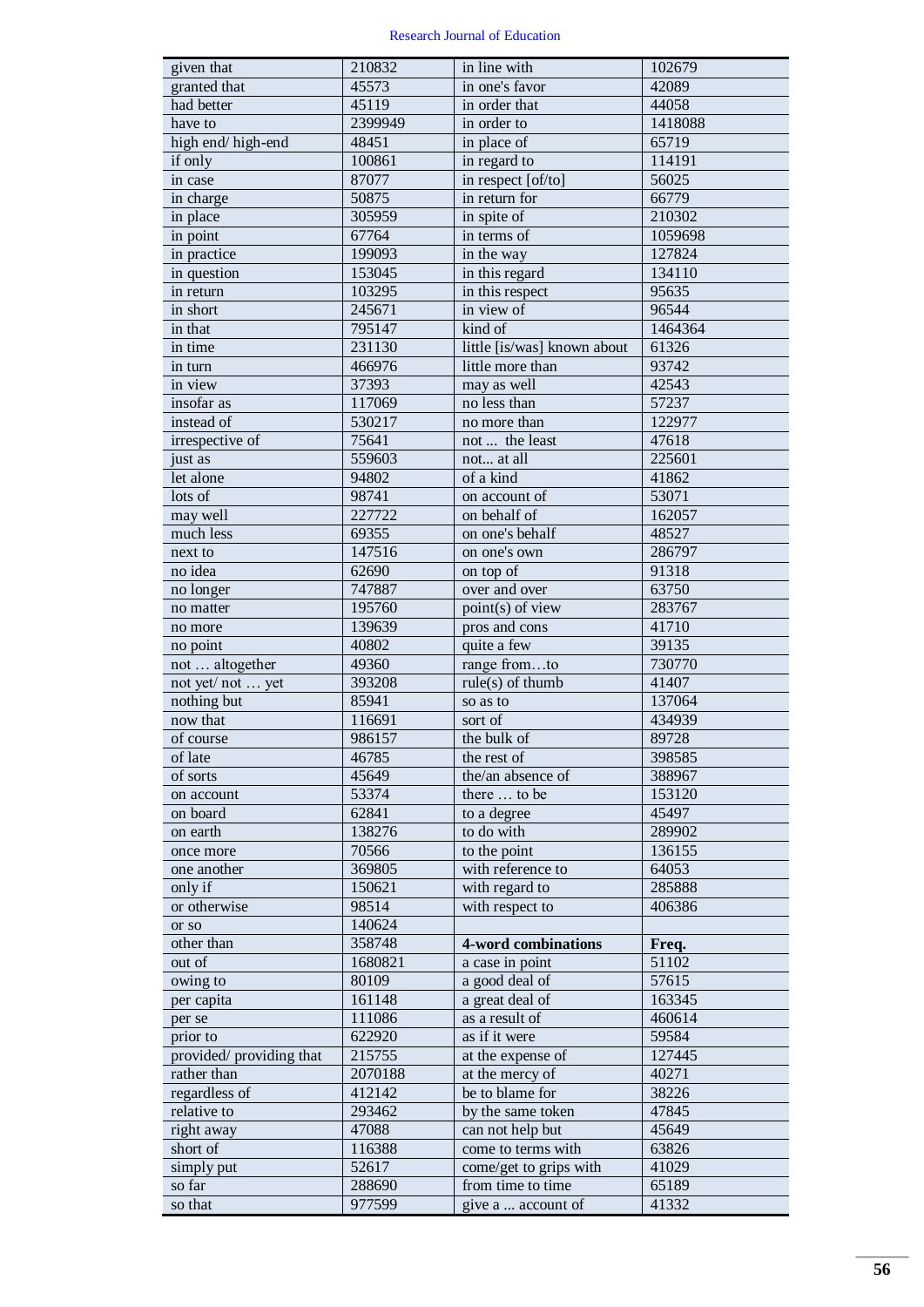| | | | |
|---|---|---|---|
| given that | 210832 | in line with | 102679 |
| granted that | 45573 | in one's favor | 42089 |
| had better | 45119 | in order that | 44058 |
| have to | 2399949 | in order to | 1418088 |
| high end/ high-end | 48451 | in place of | 65719 |
| if only | 100861 | in regard to | 114191 |
| in case | 87077 | in respect [of/to] | 56025 |
| in charge | 50875 | in return for | 66779 |
| in place | 305959 | in spite of | 210302 |
| in point | 67764 | in terms of | 1059698 |
| in practice | 199093 | in the way | 127824 |
| in question | 153045 | in this regard | 134110 |
| in return | 103295 | in this respect | 95635 |
| in short | 245671 | in view of | 96544 |
| in that | 795147 | kind of | 1464364 |
| in time | 231130 | little [is/was] known about | 61326 |
| in turn | 466976 | little more than | 93742 |
| in view | 37393 | may as well | 42543 |
| insofar as | 117069 | no less than | 57237 |
| instead of | 530217 | no more than | 122977 |
| irrespective of | 75641 | not ... the least | 47618 |
| just as | 559603 | not... at all | 225601 |
| let alone | 94802 | of a kind | 41862 |
| lots of | 98741 | on account of | 53071 |
| may well | 227722 | on behalf of | 162057 |
| much less | 69355 | on one's behalf | 48527 |
| next to | 147516 | on one's own | 286797 |
| no idea | 62690 | on top of | 91318 |
| no longer | 747887 | over and over | 63750 |
| no matter | 195760 | point(s) of view | 283767 |
| no more | 139639 | pros and cons | 41710 |
| no point | 40802 | quite a few | 39135 |
| not … altogether | 49360 | range from…to | 730770 |
| not yet/ not … yet | 393208 | rule(s) of thumb | 41407 |
| nothing but | 85941 | so as to | 137064 |
| now that | 116691 | sort of | 434939 |
| of course | 986157 | the bulk of | 89728 |
| of late | 46785 | the rest of | 398585 |
| of sorts | 45649 | the/an absence of | 388967 |
| on account | 53374 | there … to be | 153120 |
| on board | 62841 | to a degree | 45497 |
| on earth | 138276 | to do with | 289902 |
| once more | 70566 | to the point | 136155 |
| one another | 369805 | with reference to | 64053 |
| only if | 150621 | with regard to | 285888 |
| or otherwise | 98514 | with respect to | 406386 |
| or so | 140624 | | |
| other than | 358748 | **4-word combinations** | **Freq.** |
| out of | 1680821 | a case in point | 51102 |
| owing to | 80109 | a good deal of | 57615 |
| per capita | 161148 | a great deal of | 163345 |
| per se | 111086 | as a result of | 460614 |
| prior to | 622920 | as if it were | 59584 |
| provided/ providing that | 215755 | at the expense of | 127445 |
| rather than | 2070188 | at the mercy of | 40271 |
| regardless of | 412142 | be to blame for | 38226 |
| relative to | 293462 | by the same token | 47845 |
| right away | 47088 | can not help but | 45649 |
| short of | 116388 | come to terms with | 63826 |
| simply put | 52617 | come/get to grips with | 41029 |
| so far | 288690 | from time to time | 65189 |
| so that | 977599 | give a ... account of | 41332 |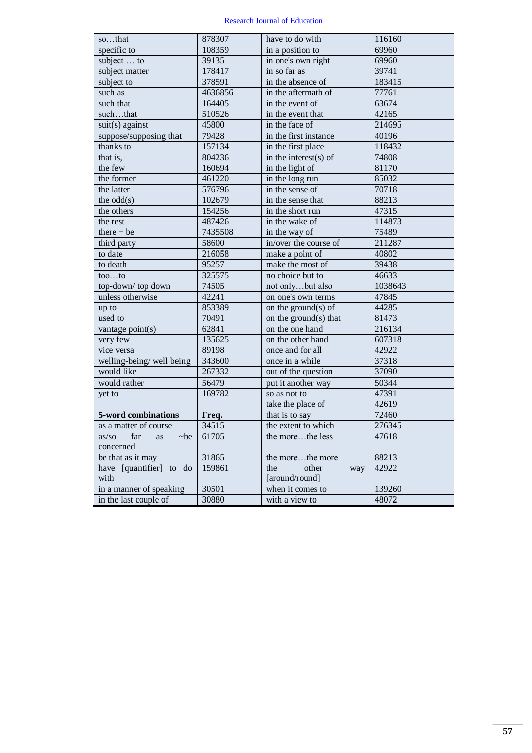| | | | |
|---|---|---|---|
| so…that | 878307 | have to do with | 116160 |
| specific to | 108359 | in a position to | 69960 |
| subject … to | 39135 | in one's own right | 69960 |
| subject matter | 178417 | in so far as | 39741 |
| subject to | 378591 | in the absence of | 183415 |
| such as | 4636856 | in the aftermath of | 77761 |
| such that | 164405 | in the event of | 63674 |
| such…that | 510526 | in the event that | 42165 |
| suit(s) against | 45800 | in the face of | 214695 |
| suppose/supposing that | 79428 | in the first instance | 40196 |
| thanks to | 157134 | in the first place | 118432 |
| that is, | 804236 | in the interest(s) of | 74808 |
| the few | 160694 | in the light of | 81170 |
| the former | 461220 | in the long run | 85032 |
| the latter | 576796 | in the sense of | 70718 |
| the odd(s) | 102679 | in the sense that | 88213 |
| the others | 154256 | in the short run | 47315 |
| the rest | 487426 | in the wake of | 114873 |
| there + be | 7435508 | in the way of | 75489 |
| third party | 58600 | in/over the course of | 211287 |
| to date | 216058 | make a point of | 40802 |
| to death | 95257 | make the most of | 39438 |
| too…to | 325575 | no choice but to | 46633 |
| top-down/ top down | 74505 | not only…but also | 1038643 |
| unless otherwise | 42241 | on one's own terms | 47845 |
| up to | 853389 | on the ground(s) of | 44285 |
| used to | 70491 | on the ground(s) that | 81473 |
| vantage point(s) | 62841 | on the one hand | 216134 |
| very few | 135625 | on the other hand | 607318 |
| vice versa | 89198 | once and for all | 42922 |
| welling-being/ well being | 343600 | once in a while | 37318 |
| would like | 267332 | out of the question | 37090 |
| would rather | 56479 | put it another way | 50344 |
| yet to | 169782 | so as not to | 47391 |
| | | take the place of | 42619 |
| **5-word combinations** | **Freq.** | that is to say | 72460 |
| as a matter of course | 34515 | the extent to which | 276345 |
| as/so far as ~be concerned | 61705 | the more…the less | 47618 |
| be that as it may | 31865 | the more…the more | 88213 |
| have [quantifier] to do with | 159861 | the other way [around/round] | 42922 |
| in a manner of speaking | 30501 | when it comes to | 139260 |
| in the last couple of | 30880 | with a view to | 48072 |